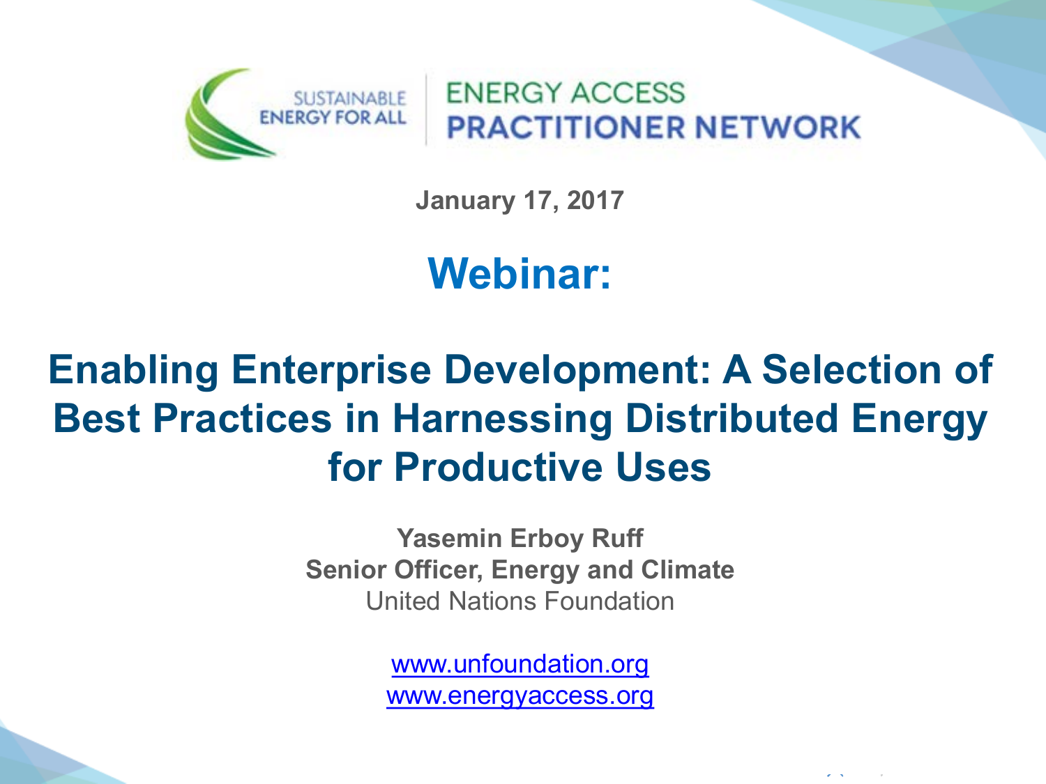SUSTAINABLE ENERGY FOR ALL | ENERGY ACCESS PRACTITIONER NETWORK

**January 17, 2017**

# Webinar:

# Enabling Enterprise Development: A Selection of Best Practices in Harnessing Distributed Energy for Productive Uses

**Yasemin Erboy Ruff**
**Senior Officer, Energy and Climate**
United Nations Foundation

www.unfoundation.org
www.energyaccess.org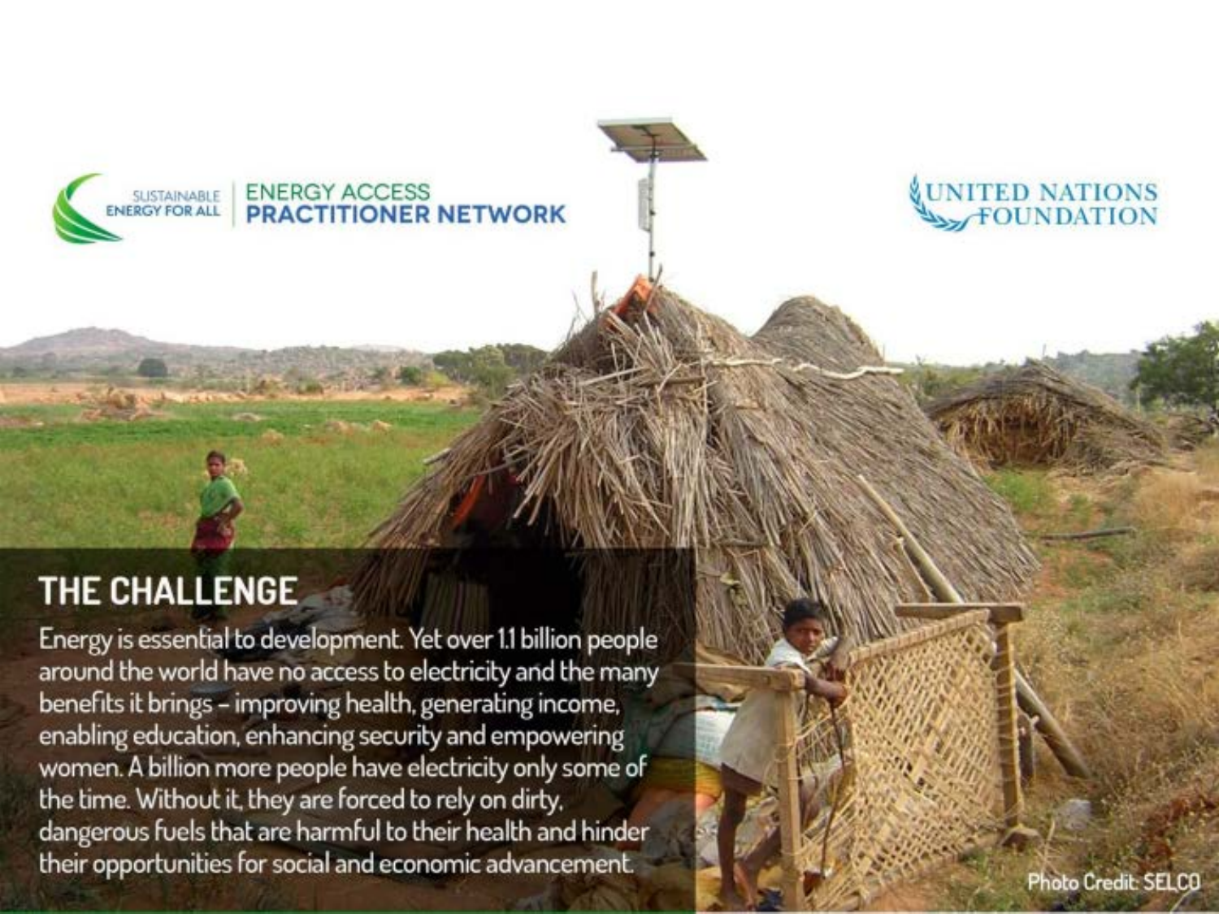SUSTAINABLE ENERGY FOR ALL | ENERGY ACCESS **PRACTITIONER NETWORK**

UNITED NATIONS FOUNDATION

## THE CHALLENGE

Energy is essential to development. Yet over 1.1 billion people around the world have no access to electricity and the many benefits it brings – improving health, generating income, enabling education, enhancing security and empowering women. A billion more people have electricity only some of the time. Without it, they are forced to rely on dirty, dangerous fuels that are harmful to their health and hinder their opportunities for social and economic advancement.

Photo Credit: SELCO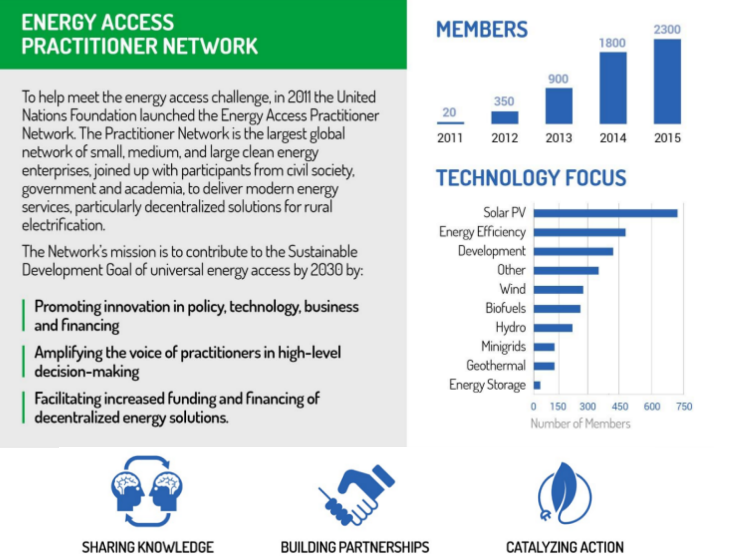# ENERGY ACCESS PRACTITIONER NETWORK

To help meet the energy access challenge, in 2011 the United Nations Foundation launched the Energy Access Practitioner Network. The Practitioner Network is the largest global network of small, medium, and large clean energy enterprises, joined up with participants from civil society, government and academia, to deliver modern energy services, particularly decentralized solutions for rural electrification.

The Network's mission is to contribute to the Sustainable Development Goal of universal energy access by 2030 by:

- **Promoting innovation in policy, technology, business and financing**
- **Amplifying the voice of practitioners in high-level decision-making**
- **Facilitating increased funding and financing of decentralized energy solutions.**

## MEMBERS

| Year | Members |
|---|---|
| 2011 | 20 |
| 2012 | 350 |
| 2013 | 900 |
| 2014 | 1800 |
| 2015 | 2300 |

## TECHNOLOGY FOCUS

Solar PV, Energy Efficiency, Development, Other, Wind, Biofuels, Hydro, Minigrids, Geothermal, Energy Storage

Number of Members: 0, 150, 300, 450, 600, 750

SHARING KNOWLEDGE

BUILDING PARTNERSHIPS

CATALYZING ACTION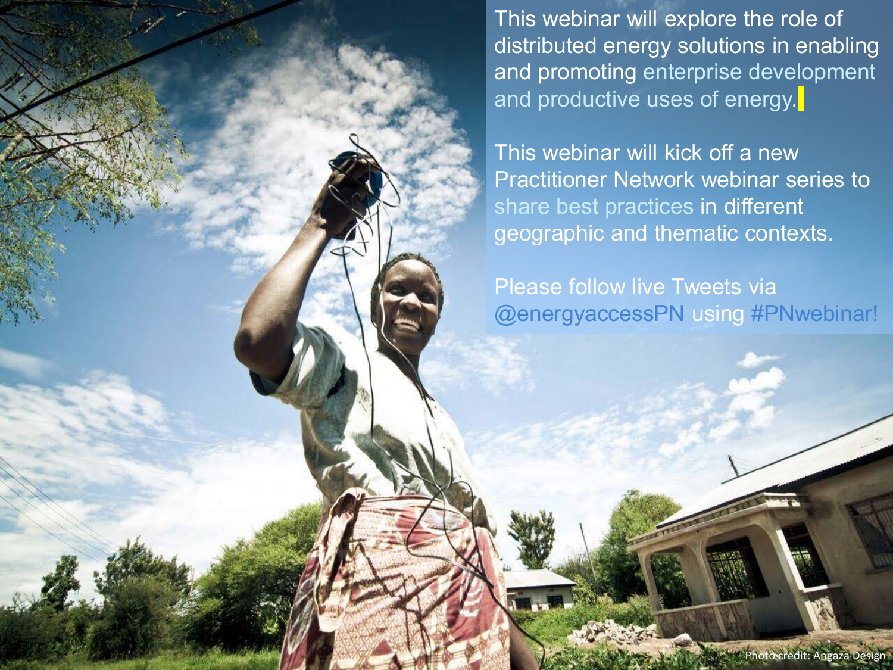This webinar will explore the role of distributed energy solutions in enabling and promoting enterprise development and productive uses of energy.

This webinar will kick off a new Practitioner Network webinar series to share best practices in different geographic and thematic contexts.

Please follow live Tweets via @energyaccessPN using #PNwebinar!

Photo credit: Angaza Design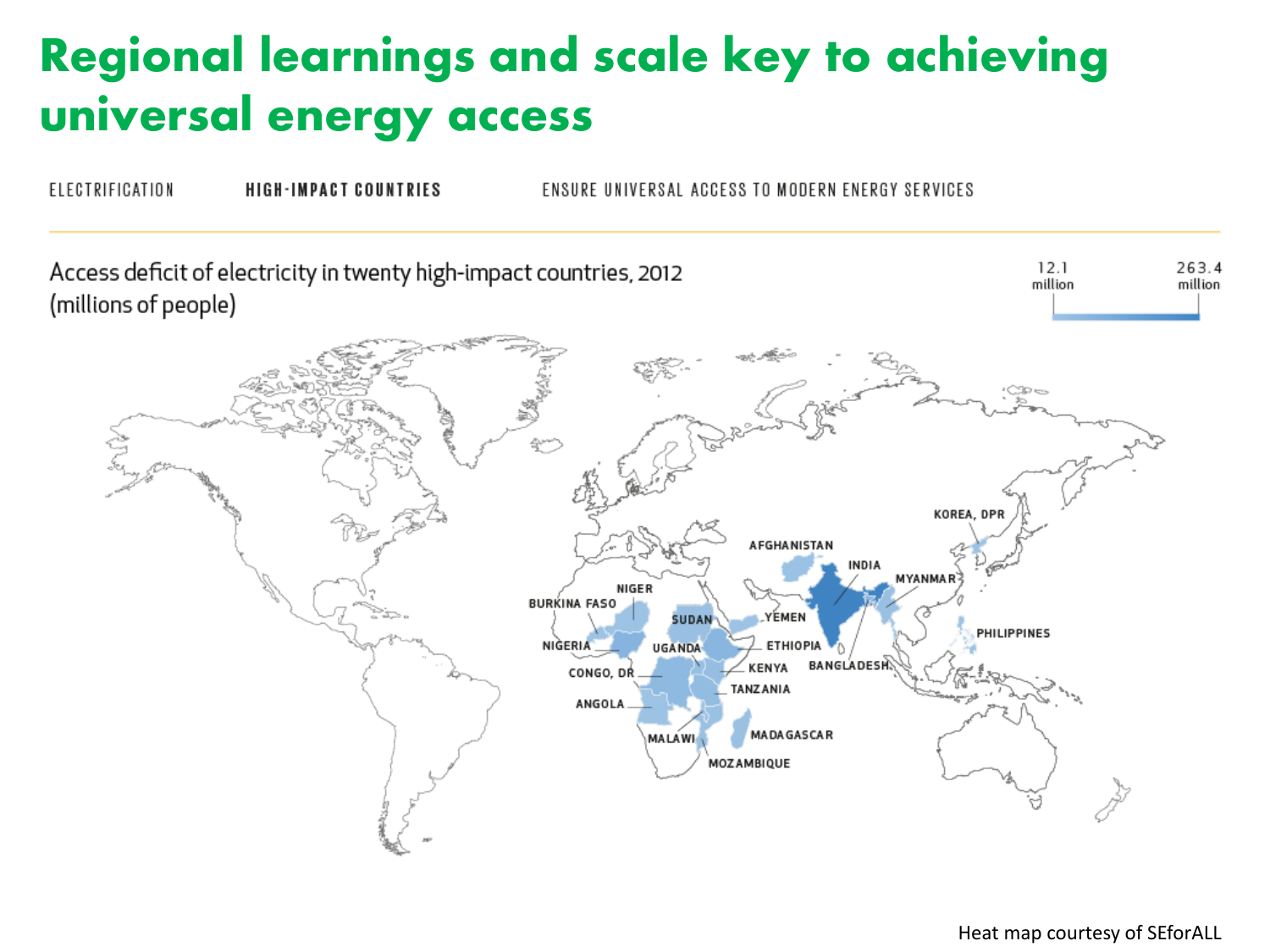# Regional learnings and scale key to achieving universal energy access

ELECTRIFICATION **HIGH-IMPACT COUNTRIES** ENSURE UNIVERSAL ACCESS TO MODERN ENERGY SERVICES

Access deficit of electricity in twenty high-impact countries, 2012 (millions of people)

12.1 million — 263.4 million

KOREA, DPR
AFGHANISTAN
INDIA
MYANMAR
NIGER
BURKINA FASO
SUDAN
YEMEN
PHILIPPINES
NIGERIA
UGANDA
ETHIOPIA
KENYA
BANGLADESH
CONGO, DR
TANZANIA
ANGOLA
MALAWI
MADAGASCAR
MOZAMBIQUE

Heat map courtesy of SEforALL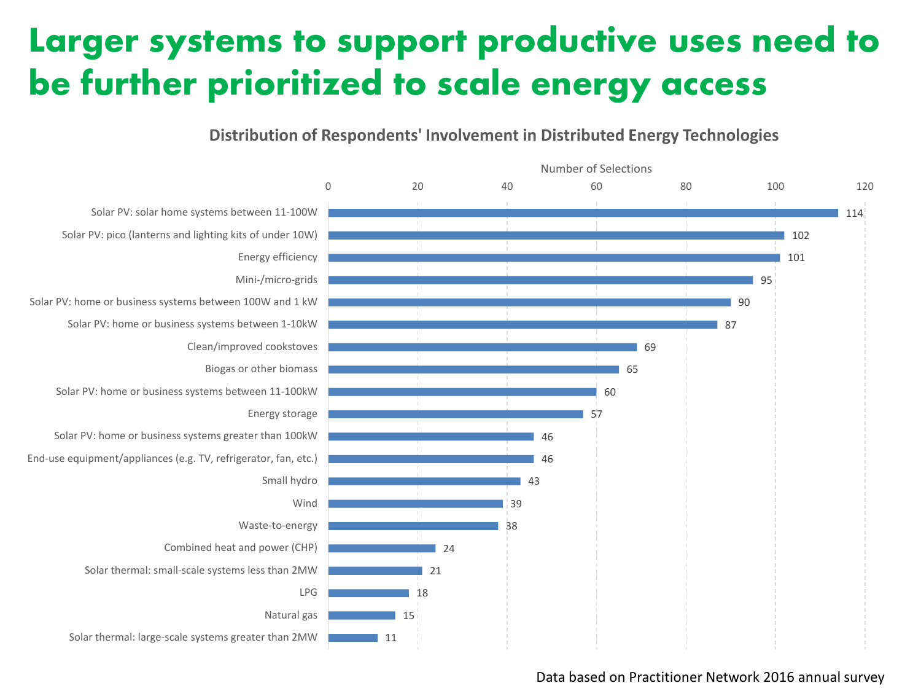# Larger systems to support productive uses need to be further prioritized to scale energy access

## Distribution of Respondents' Involvement in Distributed Energy Technologies

| Technology | Number of Selections |
| --- | --- |
| Solar PV: solar home systems between 11-100W | 114 |
| Solar PV: pico (lanterns and lighting kits of under 10W) | 102 |
| Energy efficiency | 101 |
| Mini-/micro-grids | 95 |
| Solar PV: home or business systems between 100W and 1 kW | 90 |
| Solar PV: home or business systems between 1-10kW | 87 |
| Clean/improved cookstoves | 69 |
| Biogas or other biomass | 65 |
| Solar PV: home or business systems between 11-100kW | 60 |
| Energy storage | 57 |
| Solar PV: home or business systems greater than 100kW | 46 |
| End-use equipment/appliances (e.g. TV, refrigerator, fan, etc.) | 46 |
| Small hydro | 43 |
| Wind | 39 |
| Waste-to-energy | 38 |
| Combined heat and power (CHP) | 24 |
| Solar thermal: small-scale systems less than 2MW | 21 |
| LPG | 18 |
| Natural gas | 15 |
| Solar thermal: large-scale systems greater than 2MW | 11 |

Data based on Practitioner Network 2016 annual survey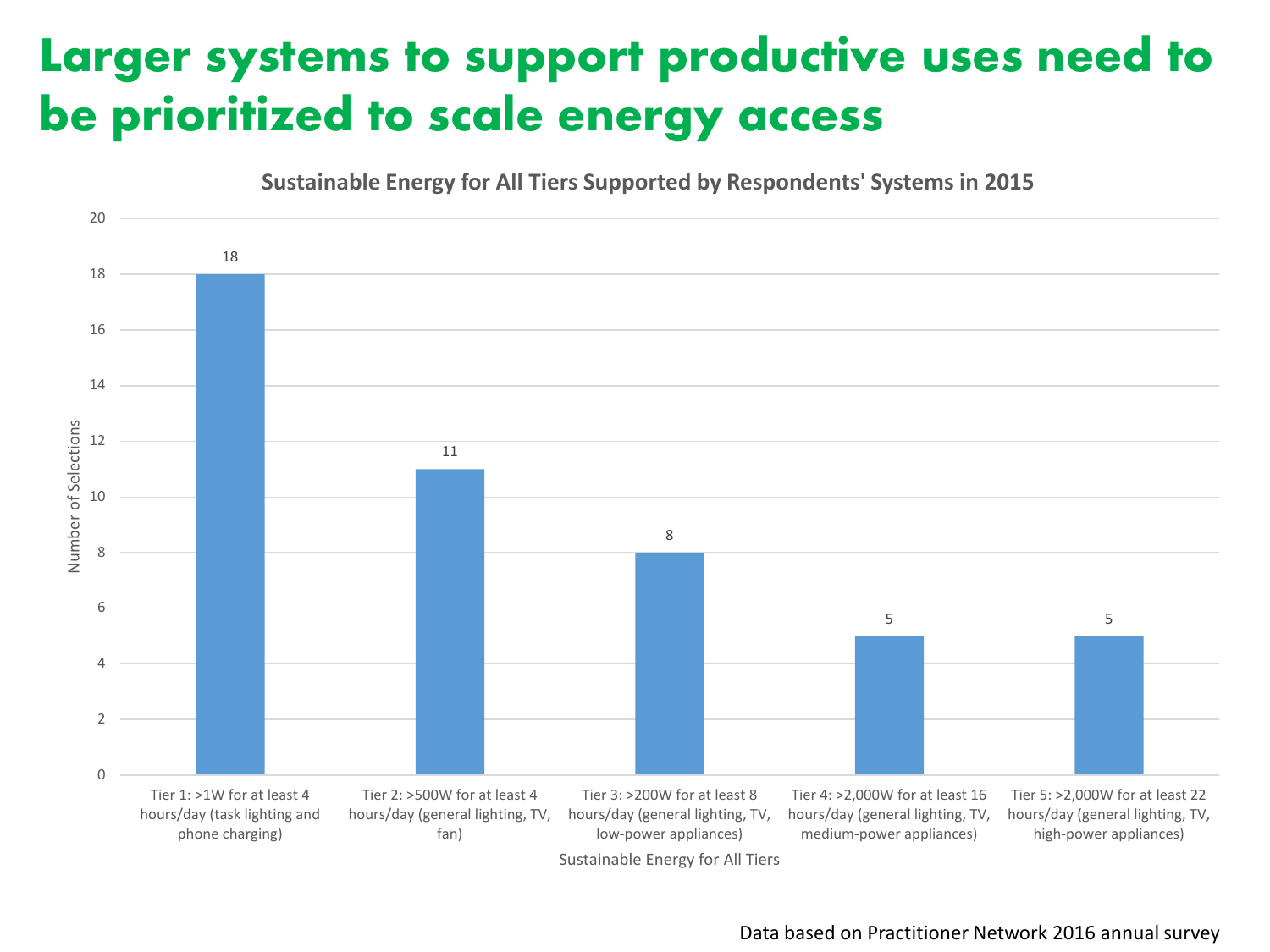# Larger systems to support productive uses need to be prioritized to scale energy access

**Sustainable Energy for All Tiers Supported by Respondents' Systems in 2015**

| Sustainable Energy for All Tiers | Number of Selections |
|---|---|
| Tier 1: >1W for at least 4 hours/day (task lighting and phone charging) | 18 |
| Tier 2: >500W for at least 4 hours/day (general lighting, TV, fan) | 11 |
| Tier 3: >200W for at least 8 hours/day (general lighting, TV, low-power appliances) | 8 |
| Tier 4: >2,000W for at least 16 hours/day (general lighting, TV, medium-power appliances) | 5 |
| Tier 5: >2,000W for at least 22 hours/day (general lighting, TV, high-power appliances) | 5 |

Data based on Practitioner Network 2016 annual survey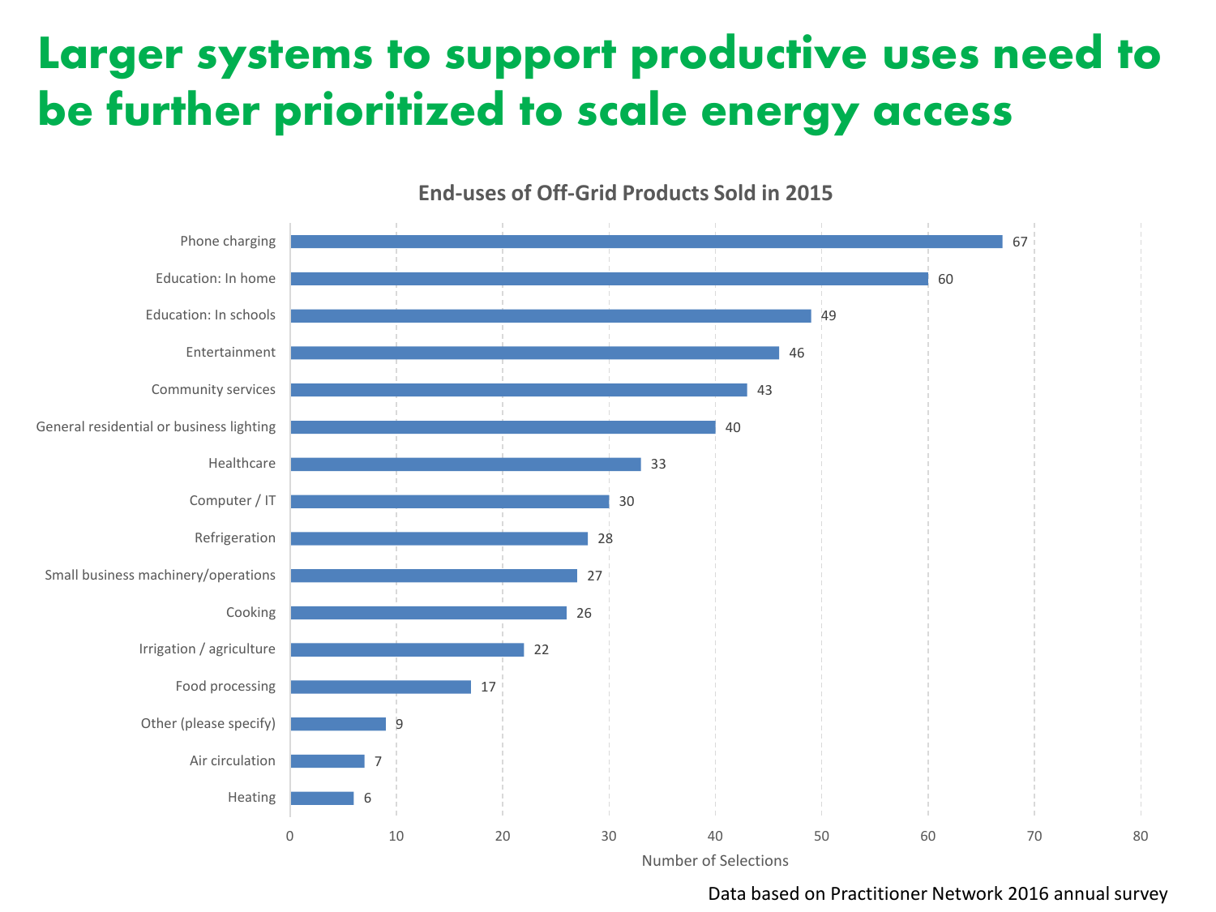# Larger systems to support productive uses need to be further prioritized to scale energy access

**End-uses of Off-Grid Products Sold in 2015**

| End-use | Number of Selections |
|---|---|
| Phone charging | 67 |
| Education: In home | 60 |
| Education: In schools | 49 |
| Entertainment | 46 |
| Community services | 43 |
| General residential or business lighting | 40 |
| Healthcare | 33 |
| Computer / IT | 30 |
| Refrigeration | 28 |
| Small business machinery/operations | 27 |
| Cooking | 26 |
| Irrigation / agriculture | 22 |
| Food processing | 17 |
| Other (please specify) | 9 |
| Air circulation | 7 |
| Heating | 6 |

Data based on Practitioner Network 2016 annual survey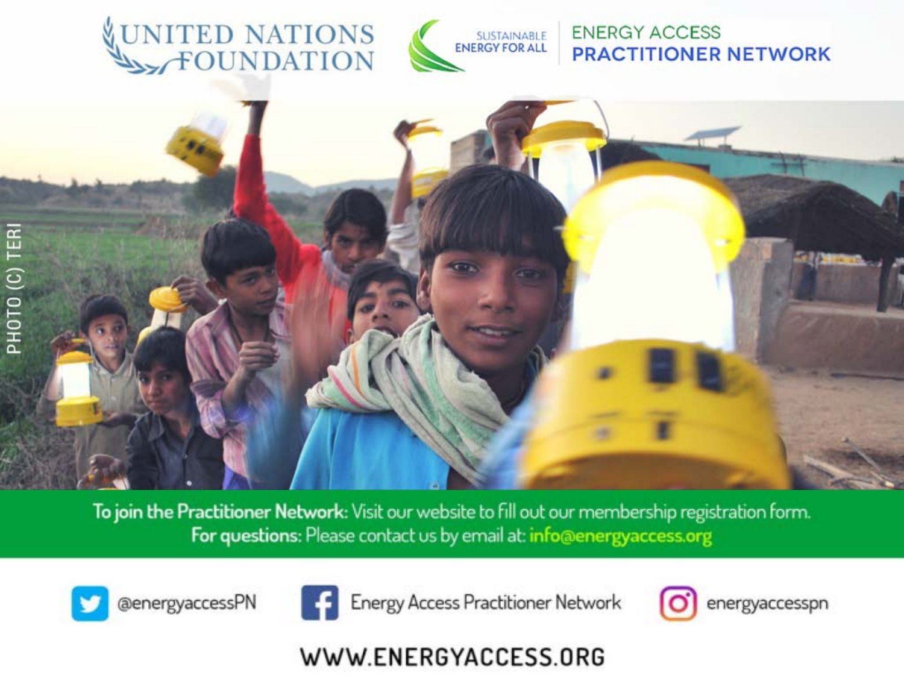UNITED NATIONS FOUNDATION

SUSTAINABLE ENERGY FOR ALL

ENERGY ACCESS PRACTITIONER NETWORK

PHOTO (C) TERI

**To join the Practitioner Network:** Visit our website to fill out our membership registration form.
**For questions:** Please contact us by email at: info@energyaccess.org

@energyaccessPN

Energy Access Practitioner Network

energyaccesspn

WWW.ENERGYACCESS.ORG